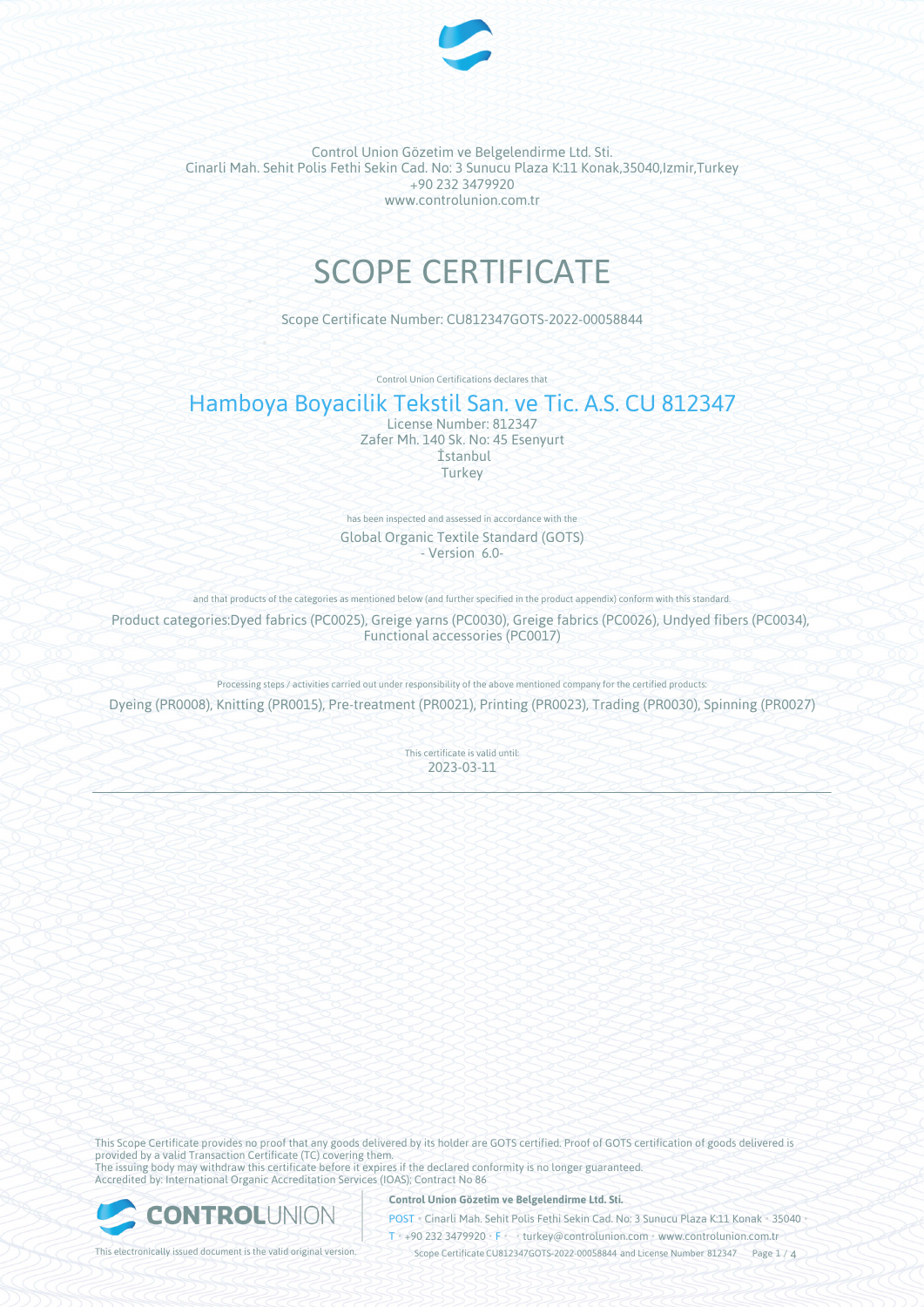Control Union Gözetim ve Belgelendirme Ltd. Sti.
Cinarli Mah. Sehit Polis Fethi Sekin Cad. No: 3 Sunucu Plaza K:11 Konak,35040,Izmir,Turkey
+90 232 3479920
www.controlunion.com.tr

# SCOPE CERTIFICATE

Scope Certificate Number: CU812347GOTS-2022-00058844

Control Union Certifications declares that

## Hamboya Boyacilik Tekstil San. ve Tic. A.S. CU 812347

License Number: 812347
Zafer Mh. 140 Sk. No: 45 Esenyurt
İstanbul
Turkey

has been inspected and assessed in accordance with the

Global Organic Textile Standard (GOTS)
- Version 6.0-

and that products of the categories as mentioned below (and further specified in the product appendix) conform with this standard.

Product categories:Dyed fabrics (PC0025), Greige yarns (PC0030), Greige fabrics (PC0026), Undyed fibers (PC0034), Functional accessories (PC0017)

Processing steps / activities carried out under responsibility of the above mentioned company for the certified products:

Dyeing (PR0008), Knitting (PR0015), Pre-treatment (PR0021), Printing (PR0023), Trading (PR0030), Spinning (PR0027)

This certificate is valid until:
2023-03-11

---

This Scope Certificate provides no proof that any goods delivered by its holder are GOTS certified. Proof of GOTS certification of goods delivered is provided by a valid Transaction Certificate (TC) covering them.
The issuing body may withdraw this certificate before it expires if the declared conformity is no longer guaranteed.
Accredited by: International Organic Accreditation Services (IOAS); Contract No 86

This electronically issued document is the valid original version.

**Control Union Gözetim ve Belgelendirme Ltd. Sti.**
POST • Cinarli Mah. Sehit Polis Fethi Sekin Cad. No: 3 Sunucu Plaza K:11 Konak • 35040 •
T • +90 232 3479920 • F • • turkey@controlunion.com • www.controlunion.com.tr
Scope Certificate CU812347GOTS-2022-00058844 and License Number 812347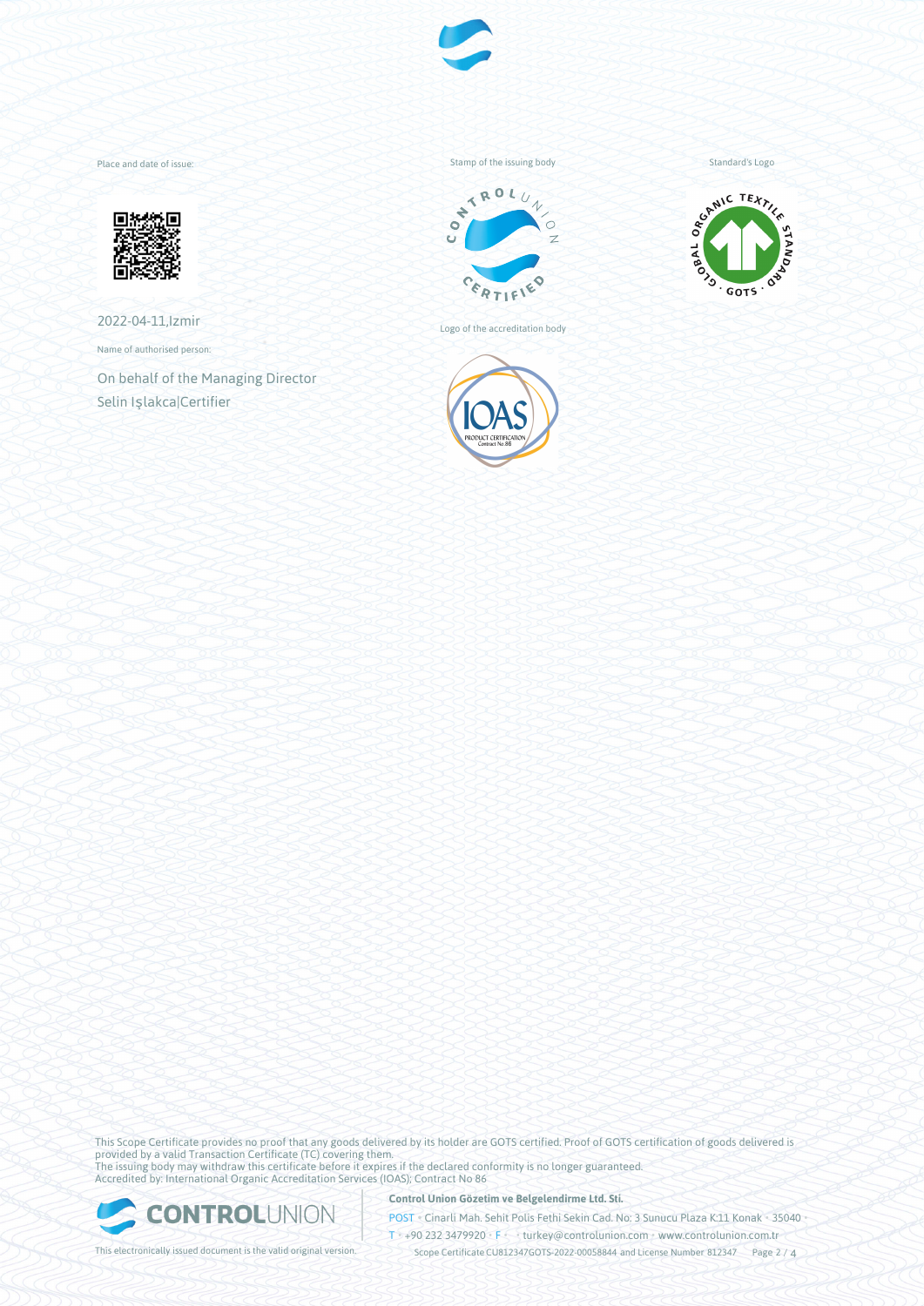Place and date of issue:

2022-04-11,Izmir

Name of authorised person:

On behalf of the Managing Director
Selin Işlakca|Certifier

Stamp of the issuing body

Logo of the accreditation body

Standard's Logo

This Scope Certificate provides no proof that any goods delivered by its holder are GOTS certified. Proof of GOTS certification of goods delivered is provided by a valid Transaction Certificate (TC) covering them.
The issuing body may withdraw this certificate before it expires if the declared conformity is no longer guaranteed.
Accredited by: International Organic Accreditation Services (IOAS); Contract No 86

This electronically issued document is the valid original version.

**Control Union Gözetim ve Belgelendirme Ltd. Sti.**

POST • Cinarli Mah. Sehit Polis Fethi Sekin Cad. No: 3 Sunucu Plaza K:11 Konak • 35040 •
T • +90 232 3479920 • F • • turkey@controlunion.com • www.controlunion.com.tr

Scope Certificate CU812347GOTS-2022-00058844 and License Number 812347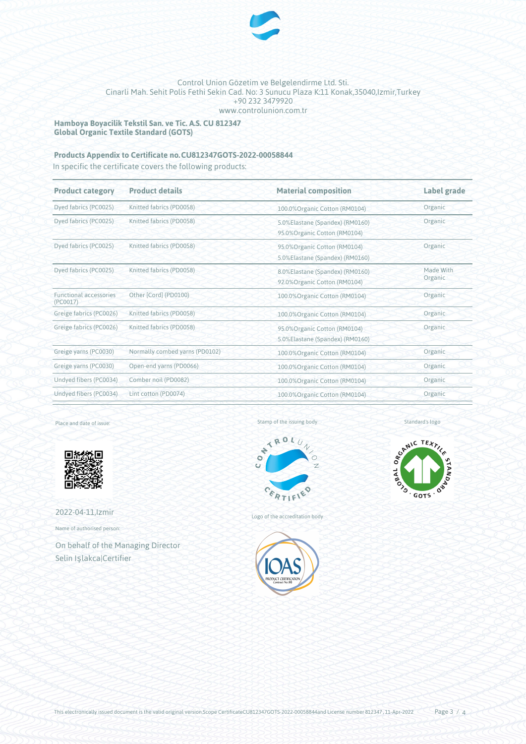Control Union Gözetim ve Belgelendirme Ltd. Sti.
Cinarli Mah. Sehit Polis Fethi Sekin Cad. No: 3 Sunucu Plaza K:11 Konak,35040,Izmir,Turkey
+90 232 3479920
www.controlunion.com.tr

**Hamboya Boyacilik Tekstil San. ve Tic. A.S. CU 812347**
**Global Organic Textile Standard (GOTS)**

**Products Appendix to Certificate no.CU812347GOTS-2022-00058844**

In specific the certificate covers the following products:

| Product category | Product details | Material composition | Label grade |
|---|---|---|---|
| Dyed fabrics (PC0025) | Knitted fabrics (PD0058) | 100.0%Organic Cotton (RM0104) | Organic |
| Dyed fabrics (PC0025) | Knitted fabrics (PD0058) | 5.0%Elastane (Spandex) (RM0160)<br>95.0%Organic Cotton (RM0104) | Organic |
| Dyed fabrics (PC0025) | Knitted fabrics (PD0058) | 95.0%Organic Cotton (RM0104)<br>5.0%Elastane (Spandex) (RM0160) | Organic |
| Dyed fabrics (PC0025) | Knitted fabrics (PD0058) | 8.0%Elastane (Spandex) (RM0160)<br>92.0%Organic Cotton (RM0104) | Made With Organic |
| Functional accessories (PC0017) | Other [Cord] (PD0100) | 100.0%Organic Cotton (RM0104) | Organic |
| Greige fabrics (PC0026) | Knitted fabrics (PD0058) | 100.0%Organic Cotton (RM0104) | Organic |
| Greige fabrics (PC0026) | Knitted fabrics (PD0058) | 95.0%Organic Cotton (RM0104)<br>5.0%Elastane (Spandex) (RM0160) | Organic |
| Greige yarns (PC0030) | Normally combed yarns (PD0102) | 100.0%Organic Cotton (RM0104) | Organic |
| Greige yarns (PC0030) | Open-end yarns (PD0066) | 100.0%Organic Cotton (RM0104) | Organic |
| Undyed fibers (PC0034) | Comber noil (PD0082) | 100.0%Organic Cotton (RM0104) | Organic |
| Undyed fibers (PC0034) | Lint cotton (PD0074) | 100.0%Organic Cotton (RM0104) | Organic |

Place and date of issue:

2022-04-11,Izmir

Name of authorised person:

On behalf of the Managing Director
Selin Işlakca|Certifier

Stamp of the issuing body

Logo of the accreditation body

Standard's logo

This electronically issued document is the valid original version.Scope CertificateCU812347GOTS-2022-00058844and License number 812347, 11-Apr-2022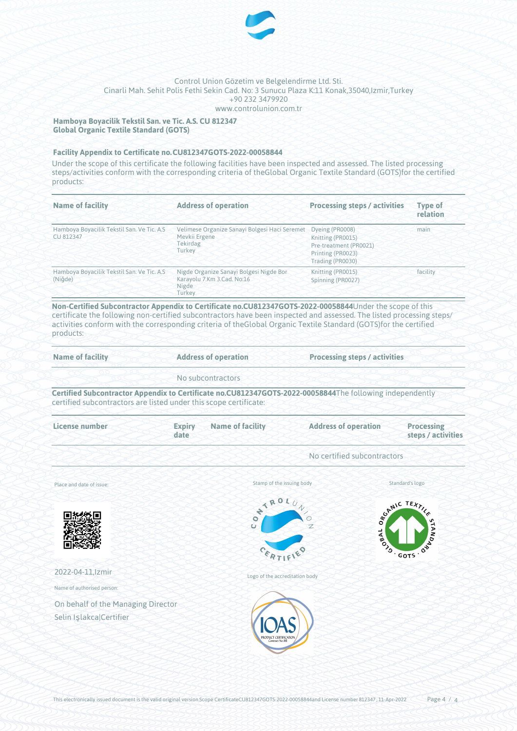Control Union Gözetim ve Belgelendirme Ltd. Sti.
Cinarli Mah. Sehit Polis Fethi Sekin Cad. No: 3 Sunucu Plaza K:11 Konak,35040,Izmir,Turkey
+90 232 3479920
www.controlunion.com.tr

**Hamboya Boyacilik Tekstil San. ve Tic. A.S. CU 812347**
**Global Organic Textile Standard (GOTS)**

### Facility Appendix to Certificate no. CU812347GOTS-2022-00058844

Under the scope of this certificate the following facilities have been inspected and assessed. The listed processing steps/activities conform with the corresponding criteria of theGlobal Organic Textile Standard (GOTS)for the certified products:

| Name of facility | Address of operation | Processing steps / activities | Type of relation |
|---|---|---|---|
| Hamboya Boyacilik Tekstil San. Ve Tic. A.S CU 812347 | Velimese Organize Sanayi Bolgesi Haci Seremet Mevkii Ergene Tekirdag Turkey | Dyeing (PR0008) Knitting (PR0015) Pre-treatment (PR0021) Printing (PR0023) Trading (PR0030) | main |
| Hamboya Boyacilik Tekstil San. Ve Tic. A.S (Niğde) | Nigde Organize Sanayi Bolgesi Nigde Bor Karayolu 7.Km 3.Cad. No:16 Nigde Turkey | Knitting (PR0015) Spinning (PR0027) | facility |

**Non-Certified Subcontractor Appendix to Certificate no.CU812347GOTS-2022-00058844**Under the scope of this certificate the following non-certified subcontractors have been inspected and assessed. The listed processing steps/ activities conform with the corresponding criteria of theGlobal Organic Textile Standard (GOTS)for the certified products:

| Name of facility | Address of operation | Processing steps / activities |
|---|---|---|
| | No subcontractors | |

**Certified Subcontractor Appendix to Certificate no.CU812347GOTS-2022-00058844**The following independently certified subcontractors are listed under this scope certificate:

| License number | Expiry date | Name of facility | Address of operation | Processing steps / activities |
|---|---|---|---|---|
| | | | No certified subcontractors | |

Place and date of issue:

2022-04-11,Izmir

Name of authorised person:

On behalf of the Managing Director
Selin Işlakca|Certifier

Stamp of the issuing body

Standard's logo

Logo of the accreditation body

This electronically issued document is the valid original version.Scope CertificateCU812347GOTS-2022-00058844and License number 812347 , 11-Apr-2022